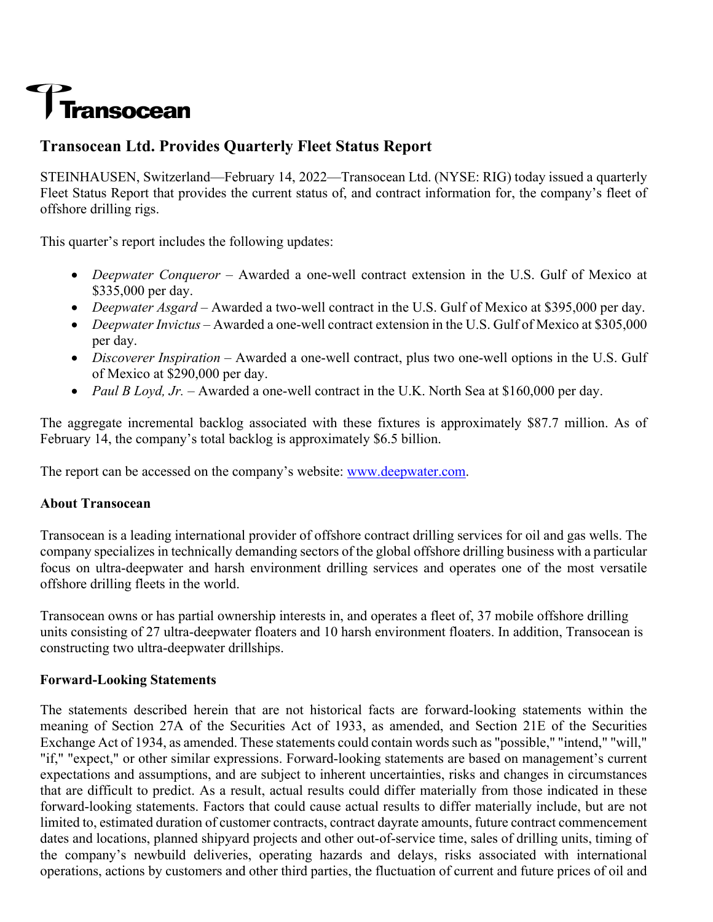Transocean

# Transocean Ltd. Provides Quarterly Fleet Status Report

STEINHAUSEN, Switzerland—February 14, 2022—Transocean Ltd. (NYSE: RIG) today issued a quarterly Fleet Status Report that provides the current status of, and contract information for, the company's fleet of offshore drilling rigs.

This quarter's report includes the following updates:

- *Deepwater Conqueror* – Awarded a one-well contract extension in the U.S. Gulf of Mexico at $335,000 per day.
- *Deepwater Asgard* – Awarded a two-well contract in the U.S. Gulf of Mexico at $395,000 per day.
- *Deepwater Invictus* – Awarded a one-well contract extension in the U.S. Gulf of Mexico at $305,000 per day.
- *Discoverer Inspiration* – Awarded a one-well contract, plus two one-well options in the U.S. Gulf of Mexico at $290,000 per day.
- *Paul B Loyd, Jr.* – Awarded a one-well contract in the U.K. North Sea at $160,000 per day.

The aggregate incremental backlog associated with these fixtures is approximately $87.7 million. As of February 14, the company's total backlog is approximately $6.5 billion.

The report can be accessed on the company's website: www.deepwater.com.

**About Transocean**

Transocean is a leading international provider of offshore contract drilling services for oil and gas wells. The company specializes in technically demanding sectors of the global offshore drilling business with a particular focus on ultra-deepwater and harsh environment drilling services and operates one of the most versatile offshore drilling fleets in the world.

Transocean owns or has partial ownership interests in, and operates a fleet of, 37 mobile offshore drilling units consisting of 27 ultra-deepwater floaters and 10 harsh environment floaters. In addition, Transocean is constructing two ultra-deepwater drillships.

**Forward-Looking Statements**

The statements described herein that are not historical facts are forward-looking statements within the meaning of Section 27A of the Securities Act of 1933, as amended, and Section 21E of the Securities Exchange Act of 1934, as amended. These statements could contain words such as "possible," "intend," "will," "if," "expect," or other similar expressions. Forward-looking statements are based on management's current expectations and assumptions, and are subject to inherent uncertainties, risks and changes in circumstances that are difficult to predict. As a result, actual results could differ materially from those indicated in these forward-looking statements. Factors that could cause actual results to differ materially include, but are not limited to, estimated duration of customer contracts, contract dayrate amounts, future contract commencement dates and locations, planned shipyard projects and other out-of-service time, sales of drilling units, timing of the company's newbuild deliveries, operating hazards and delays, risks associated with international operations, actions by customers and other third parties, the fluctuation of current and future prices of oil and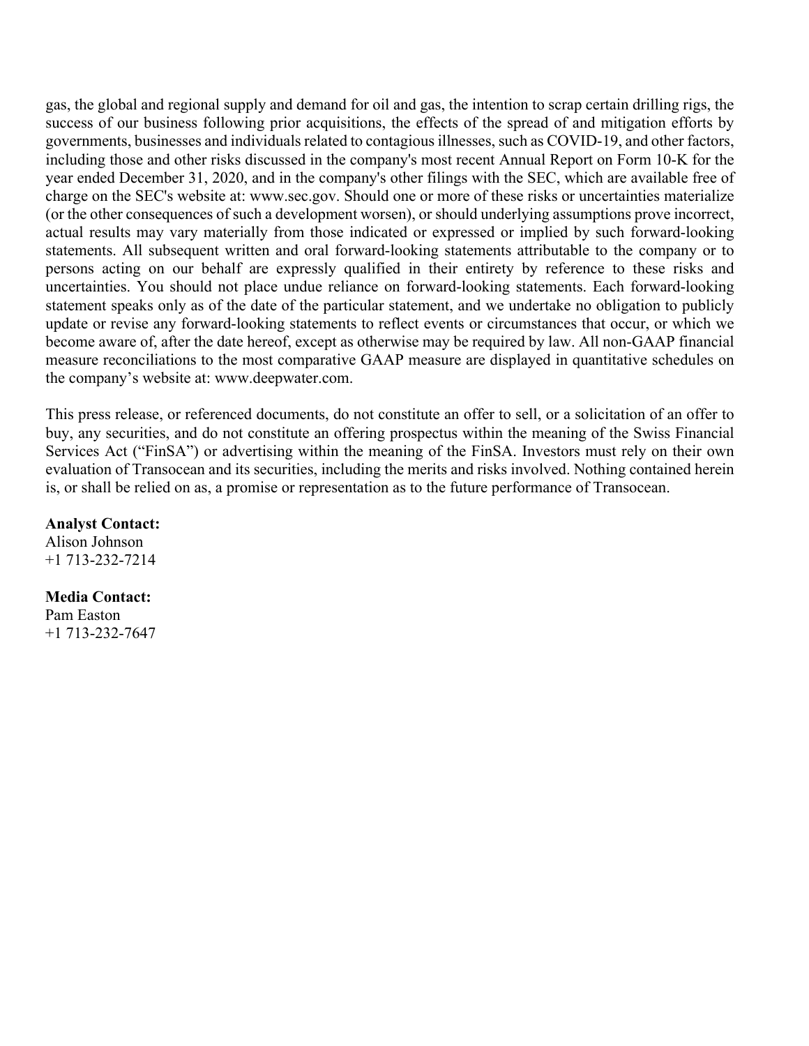gas, the global and regional supply and demand for oil and gas, the intention to scrap certain drilling rigs, the success of our business following prior acquisitions, the effects of the spread of and mitigation efforts by governments, businesses and individuals related to contagious illnesses, such as COVID-19, and other factors, including those and other risks discussed in the company's most recent Annual Report on Form 10-K for the year ended December 31, 2020, and in the company's other filings with the SEC, which are available free of charge on the SEC's website at: www.sec.gov. Should one or more of these risks or uncertainties materialize (or the other consequences of such a development worsen), or should underlying assumptions prove incorrect, actual results may vary materially from those indicated or expressed or implied by such forward-looking statements. All subsequent written and oral forward-looking statements attributable to the company or to persons acting on our behalf are expressly qualified in their entirety by reference to these risks and uncertainties. You should not place undue reliance on forward-looking statements. Each forward-looking statement speaks only as of the date of the particular statement, and we undertake no obligation to publicly update or revise any forward-looking statements to reflect events or circumstances that occur, or which we become aware of, after the date hereof, except as otherwise may be required by law. All non-GAAP financial measure reconciliations to the most comparative GAAP measure are displayed in quantitative schedules on the company's website at: www.deepwater.com.

This press release, or referenced documents, do not constitute an offer to sell, or a solicitation of an offer to buy, any securities, and do not constitute an offering prospectus within the meaning of the Swiss Financial Services Act ("FinSA") or advertising within the meaning of the FinSA. Investors must rely on their own evaluation of Transocean and its securities, including the merits and risks involved. Nothing contained herein is, or shall be relied on as, a promise or representation as to the future performance of Transocean.

**Analyst Contact:**
Alison Johnson
+1 713-232-7214

**Media Contact:**
Pam Easton
+1 713-232-7647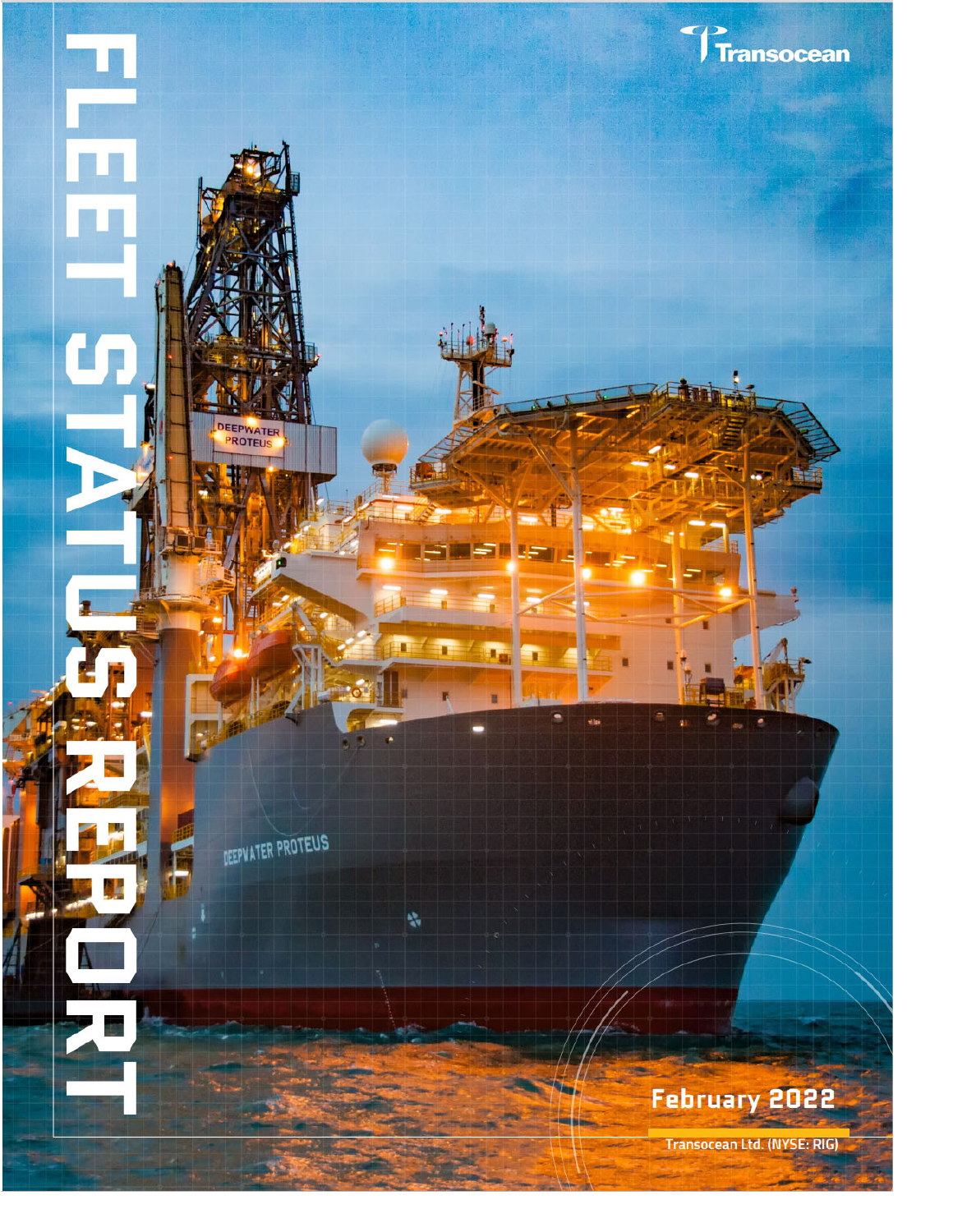# FLEET STATUS REPORT

Transocean

February 2022

Transocean Ltd. (NYSE: RIG)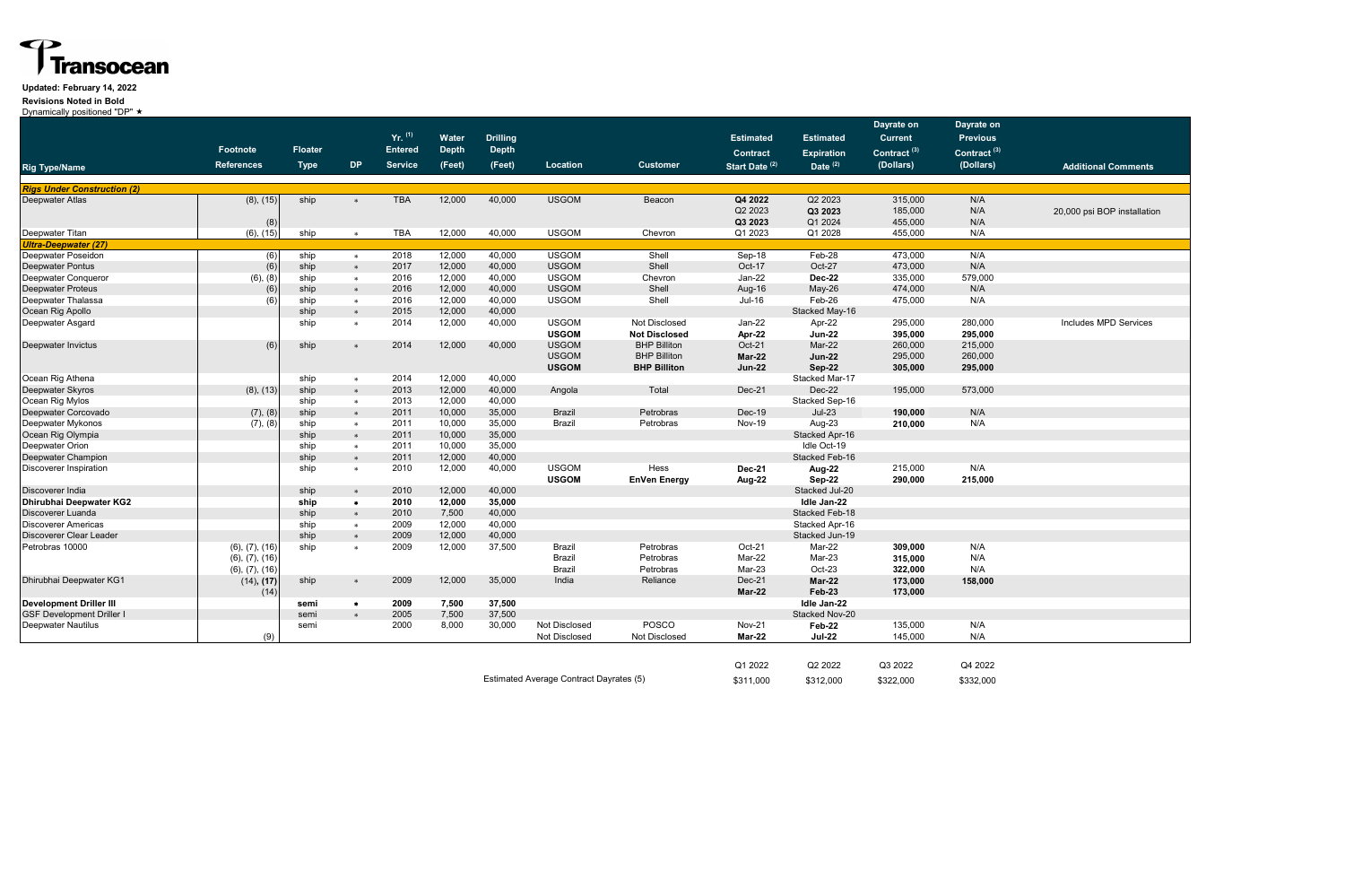**Transocean**

**Updated: February 14, 2022**

**Revisions Noted in Bold**

Dynamically positioned "DP" ★

| Rig Type/Name | Footnote References | Floater Type | DP | Yr. [1] Entered Service | Water Depth (Feet) | Drilling Depth (Feet) | Location | Customer | Estimated Contract Start Date [2] | Estimated Expiration Date [2] | Dayrate on Current Contract [3] (Dollars) | Dayrate on Previous Contract [3] (Dollars) | Additional Comments |
|---|---|---|---|---|---|---|---|---|---|---|---|---|---|
| ***Rigs Under Construction (2)*** | | | | | | | | | | | | | |
| Deepwater Atlas | (8), (15) | ship | ★ | TBA | 12,000 | 40,000 | USGOM | Beacon | **Q4 2022** | Q2 2023 | 315,000 | N/A | |
| | | | | | | | | | Q2 2023 | **Q3 2023** | 185,000 | N/A | 20,000 psi BOP installation |
| | (8) | | | | | | | | **Q3 2023** | Q1 2024 | 455,000 | N/A | |
| Deepwater Titan | (6), (15) | ship | ★ | TBA | 12,000 | 40,000 | USGOM | Chevron | Q1 2023 | Q1 2028 | 455,000 | N/A | |
| ***Ultra-Deepwater (27)*** | | | | | | | | | | | | | |
| Deepwater Poseidon | (6) | ship | ★ | 2018 | 12,000 | 40,000 | USGOM | Shell | Sep-18 | Feb-28 | 473,000 | N/A | |
| Deepwater Pontus | (6) | ship | ★ | 2017 | 12,000 | 40,000 | USGOM | Shell | Oct-17 | Oct-27 | 473,000 | N/A | |
| Deepwater Conqueror | (6), (8) | ship | ★ | 2016 | 12,000 | 40,000 | USGOM | Chevron | Jan-22 | **Dec-22** | 335,000 | 579,000 | |
| Deepwater Proteus | (6) | ship | ★ | 2016 | 12,000 | 40,000 | USGOM | Shell | Aug-16 | May-26 | 474,000 | N/A | |
| Deepwater Thalassa | (6) | ship | ★ | 2016 | 12,000 | 40,000 | USGOM | Shell | Jul-16 | Feb-26 | 475,000 | N/A | |
| Ocean Rig Apollo | | ship | ★ | 2015 | 12,000 | 40,000 | | | | Stacked May-16 | | | |
| Deepwater Asgard | | ship | ★ | 2014 | 12,000 | 40,000 | USGOM | Not Disclosed | Jan-22 | Apr-22 | 295,000 | 280,000 | Includes MPD Services |
| | | | | | | | **USGOM** | **Not Disclosed** | **Apr-22** | **Jun-22** | **395,000** | **295,000** | |
| Deepwater Invictus | (6) | ship | ★ | 2014 | 12,000 | 40,000 | USGOM | BHP Billiton | Oct-21 | Mar-22 | 260,000 | 215,000 | |
| | | | | | | | USGOM | BHP Billiton | **Mar-22** | **Jun-22** | 295,000 | 260,000 | |
| | | | | | | | **USGOM** | **BHP Billiton** | **Jun-22** | **Sep-22** | **305,000** | **295,000** | |
| Ocean Rig Athena | | ship | ★ | 2014 | 12,000 | 40,000 | | | | Stacked Mar-17 | | | |
| Deepwater Skyros | (8), (13) | ship | ★ | 2013 | 12,000 | 40,000 | Angola | Total | Dec-21 | Dec-22 | 195,000 | 573,000 | |
| Ocean Rig Mylos | | ship | ★ | 2013 | 12,000 | 40,000 | | | | Stacked Sep-16 | | | |
| Deepwater Corcovado | (7), (8) | ship | ★ | 2011 | 10,000 | 35,000 | Brazil | Petrobras | Dec-19 | Jul-23 | **190,000** | N/A | |
| Deepwater Mykonos | (7), (8) | ship | ★ | 2011 | 10,000 | 35,000 | Brazil | Petrobras | Nov-19 | Aug-23 | **210,000** | N/A | |
| Ocean Rig Olympia | | ship | ★ | 2011 | 10,000 | 35,000 | | | | Stacked Apr-16 | | | |
| Deepwater Orion | | ship | ★ | 2011 | 10,000 | 35,000 | | | | Idle Oct-19 | | | |
| Deepwater Champion | | ship | ★ | 2011 | 12,000 | 40,000 | | | | Stacked Feb-16 | | | |
| Discoverer Inspiration | | ship | ★ | 2010 | 12,000 | 40,000 | USGOM | Hess | **Dec-21** | **Aug-22** | 215,000 | N/A | |
| | | | | | | | **USGOM** | **EnVen Energy** | **Aug-22** | **Sep-22** | **290,000** | **215,000** | |
| Discoverer India | | ship | ★ | 2010 | 12,000 | 40,000 | | | | Stacked Jul-20 | | | |
| **Dhirubhai Deepwater KG2** | | **ship** | ★ | **2010** | **12,000** | **35,000** | | | | **Idle Jan-22** | | | |
| Discoverer Luanda | | ship | ★ | 2010 | 7,500 | 40,000 | | | | Stacked Feb-18 | | | |
| Discoverer Americas | | ship | ★ | 2009 | 12,000 | 40,000 | | | | Stacked Apr-16 | | | |
| Discoverer Clear Leader | | ship | ★ | 2009 | 12,000 | 40,000 | | | | Stacked Jun-19 | | | |
| Petrobras 10000 | (6), (7), (16) | ship | ★ | 2009 | 12,000 | 37,500 | Brazil | Petrobras | Oct-21 | Mar-22 | **309,000** | N/A | |
| | (6), (7), (16) | | | | | | Brazil | Petrobras | Mar-22 | Mar-23 | **315,000** | N/A | |
| | (6), (7), (16) | | | | | | Brazil | Petrobras | Mar-23 | Oct-23 | **322,000** | N/A | |
| Dhirubhai Deepwater KG1 | (14), **(17)** | ship | ★ | 2009 | 12,000 | 35,000 | India | Reliance | Dec-21 | **Mar-22** | **173,000** | **158,000** | |
| | (14) | | | | | | | | **Mar-22** | **Feb-23** | **173,000** | | |
| **Development Driller III** | | **semi** | ★ | **2009** | **7,500** | **37,500** | | | | **Idle Jan-22** | | | |
| GSF Development Driller I | | semi | ★ | 2005 | 7,500 | 37,500 | | | | Stacked Nov-20 | | | |
| Deepwater Nautilus | | semi | | 2000 | 8,000 | 30,000 | Not Disclosed | POSCO | Nov-21 | **Feb-22** | 135,000 | N/A | |
| | (9) | | | | | | Not Disclosed | Not Disclosed | **Mar-22** | **Jul-22** | 145,000 | N/A | |

| | Q1 2022 | Q2 2022 | Q3 2022 | Q4 2022 |
|---|---|---|---|---|
| Estimated Average Contract Dayrates (5) | $311,000 | $312,000 | $322,000 | $332,000 |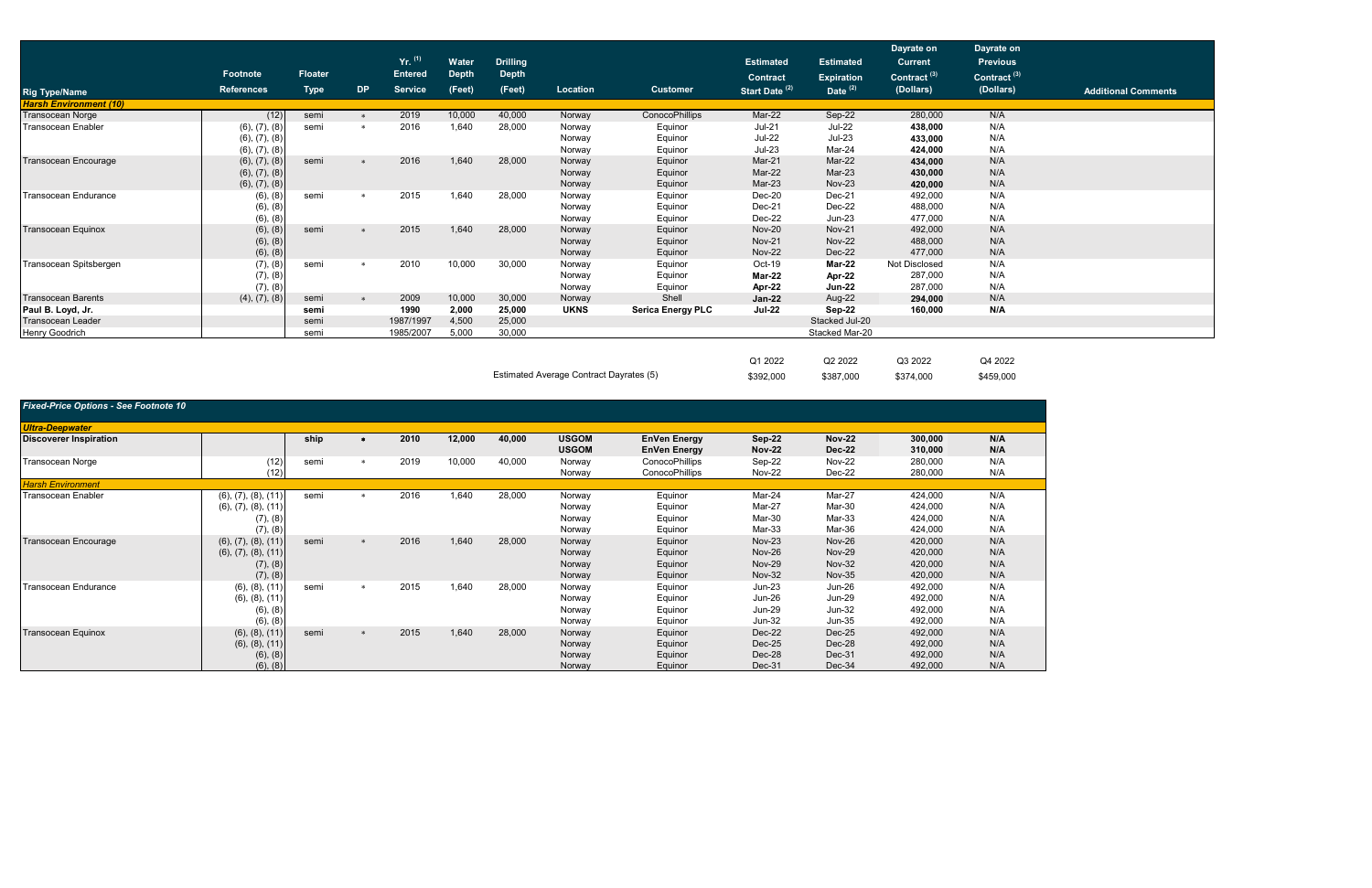| Rig Type/Name | Footnote References | Floater Type | DP | Yr. (1) Entered Service | Water Depth (Feet) | Drilling Depth (Feet) | Location | Customer | Estimated Contract Start Date (2) | Estimated Expiration Date (2) | Dayrate on Current Contract (3) (Dollars) | Dayrate on Previous Contract (3) (Dollars) | Additional Comments |
|---|---|---|---|---|---|---|---|---|---|---|---|---|---|
| ***Harsh Environment (10)*** | | | | | | | | | | | | | |
| Transocean Norge | (12) | semi | * | 2019 | 10,000 | 40,000 | Norway | ConocoPhillips | Mar-22 | Sep-22 | 280,000 | N/A | |
| Transocean Enabler | (6), (7), (8) | semi | * | 2016 | 1,640 | 28,000 | Norway | Equinor | Jul-21 | Jul-22 | **438,000** | N/A | |
| | (6), (7), (8) | | | | | | Norway | Equinor | Jul-22 | Jul-23 | **433,000** | N/A | |
| | (6), (7), (8) | | | | | | Norway | Equinor | Jul-23 | Mar-24 | **424,000** | N/A | |
| Transocean Encourage | (6), (7), (8) | semi | * | 2016 | 1,640 | 28,000 | Norway | Equinor | Mar-21 | Mar-22 | **434,000** | N/A | |
| | (6), (7), (8) | | | | | | Norway | Equinor | Mar-22 | Mar-23 | **430,000** | N/A | |
| | (6), (7), (8) | | | | | | Norway | Equinor | Mar-23 | Nov-23 | **420,000** | N/A | |
| Transocean Endurance | (6), (8) | semi | * | 2015 | 1,640 | 28,000 | Norway | Equinor | Dec-20 | Dec-21 | 492,000 | N/A | |
| | (6), (8) | | | | | | Norway | Equinor | Dec-21 | Dec-22 | 488,000 | N/A | |
| | (6), (8) | | | | | | Norway | Equinor | Dec-22 | Jun-23 | 477,000 | N/A | |
| Transocean Equinox | (6), (8) | semi | * | 2015 | 1,640 | 28,000 | Norway | Equinor | Nov-20 | Nov-21 | 492,000 | N/A | |
| | (6), (8) | | | | | | Norway | Equinor | Nov-21 | Nov-22 | 488,000 | N/A | |
| | (6), (8) | | | | | | Norway | Equinor | Nov-22 | Dec-22 | 477,000 | N/A | |
| Transocean Spitsbergen | (7), (8) | semi | * | 2010 | 10,000 | 30,000 | Norway | Equinor | Oct-19 | **Mar-22** | Not Disclosed | N/A | |
| | (7), (8) | | | | | | Norway | Equinor | **Mar-22** | **Apr-22** | 287,000 | N/A | |
| | (7), (8) | | | | | | Norway | Equinor | **Apr-22** | **Jun-22** | 287,000 | N/A | |
| Transocean Barents | (4), (7), (8) | semi | * | 2009 | 10,000 | 30,000 | Norway | Shell | **Jan-22** | Aug-22 | **294,000** | N/A | |
| **Paul B. Loyd, Jr.** | | **semi** | | **1990** | **2,000** | **25,000** | **UKNS** | **Serica Energy PLC** | **Jul-22** | **Sep-22** | **160,000** | **N/A** | |
| Transocean Leader | | semi | | 1987/1997 | 4,500 | 25,000 | | | Stacked Jul-20 | | | | |
| Henry Goodrich | | semi | | 1985/2007 | 5,000 | 30,000 | | | Stacked Mar-20 | | | | |

| | Q1 2022 | Q2 2022 | Q3 2022 | Q4 2022 |
|---|---|---|---|---|
| Estimated Average Contract Dayrates (5) | $392,000 | $387,000 | $374,000 | $459,000 |

| ***Fixed-Price Options - See Footnote 10*** | | | | | | | | | | | | |
|---|---|---|---|---|---|---|---|---|---|---|---|---|
| ***Ultra-Deepwater*** | | | | | | | | | | | | |
| **Discoverer Inspiration** | | **ship** | * | **2010** | **12,000** | **40,000** | **USGOM** | **EnVen Energy** | **Sep-22** | **Nov-22** | **300,000** | **N/A** |
| | | | | | | | **USGOM** | **EnVen Energy** | **Nov-22** | **Dec-22** | **310,000** | **N/A** |
| Transocean Norge | (12) | semi | * | 2019 | 10,000 | 40,000 | Norway | ConocoPhillips | Sep-22 | Nov-22 | 280,000 | N/A |
| | (12) | | | | | | Norway | ConocoPhillips | Nov-22 | Dec-22 | 280,000 | N/A |
| ***Harsh Environment*** | | | | | | | | | | | | |
| Transocean Enabler | (6), (7), (8), (11) | semi | * | 2016 | 1,640 | 28,000 | Norway | Equinor | Mar-24 | Mar-27 | 424,000 | N/A |
| | (6), (7), (8), (11) | | | | | | Norway | Equinor | Mar-27 | Mar-30 | 424,000 | N/A |
| | (7), (8) | | | | | | Norway | Equinor | Mar-30 | Mar-33 | 424,000 | N/A |
| | (7), (8) | | | | | | Norway | Equinor | Mar-33 | Mar-36 | 424,000 | N/A |
| Transocean Encourage | (6), (7), (8), (11) | semi | * | 2016 | 1,640 | 28,000 | Norway | Equinor | Nov-23 | Nov-26 | 420,000 | N/A |
| | (6), (7), (8), (11) | | | | | | Norway | Equinor | Nov-26 | Nov-29 | 420,000 | N/A |
| | (7), (8) | | | | | | Norway | Equinor | Nov-29 | Nov-32 | 420,000 | N/A |
| | (7), (8) | | | | | | Norway | Equinor | Nov-32 | Nov-35 | 420,000 | N/A |
| Transocean Endurance | (6), (8), (11) | semi | * | 2015 | 1,640 | 28,000 | Norway | Equinor | Jun-23 | Jun-26 | 492,000 | N/A |
| | (6), (8), (11) | | | | | | Norway | Equinor | Jun-26 | Jun-29 | 492,000 | N/A |
| | (6), (8) | | | | | | Norway | Equinor | Jun-29 | Jun-32 | 492,000 | N/A |
| | (6), (8) | | | | | | Norway | Equinor | Jun-32 | Jun-35 | 492,000 | N/A |
| Transocean Equinox | (6), (8), (11) | semi | * | 2015 | 1,640 | 28,000 | Norway | Equinor | Dec-22 | Dec-25 | 492,000 | N/A |
| | (6), (8), (11) | | | | | | Norway | Equinor | Dec-25 | Dec-28 | 492,000 | N/A |
| | (6), (8) | | | | | | Norway | Equinor | Dec-28 | Dec-31 | 492,000 | N/A |
| | (6), (8) | | | | | | Norway | Equinor | Dec-31 | Dec-34 | 492,000 | N/A |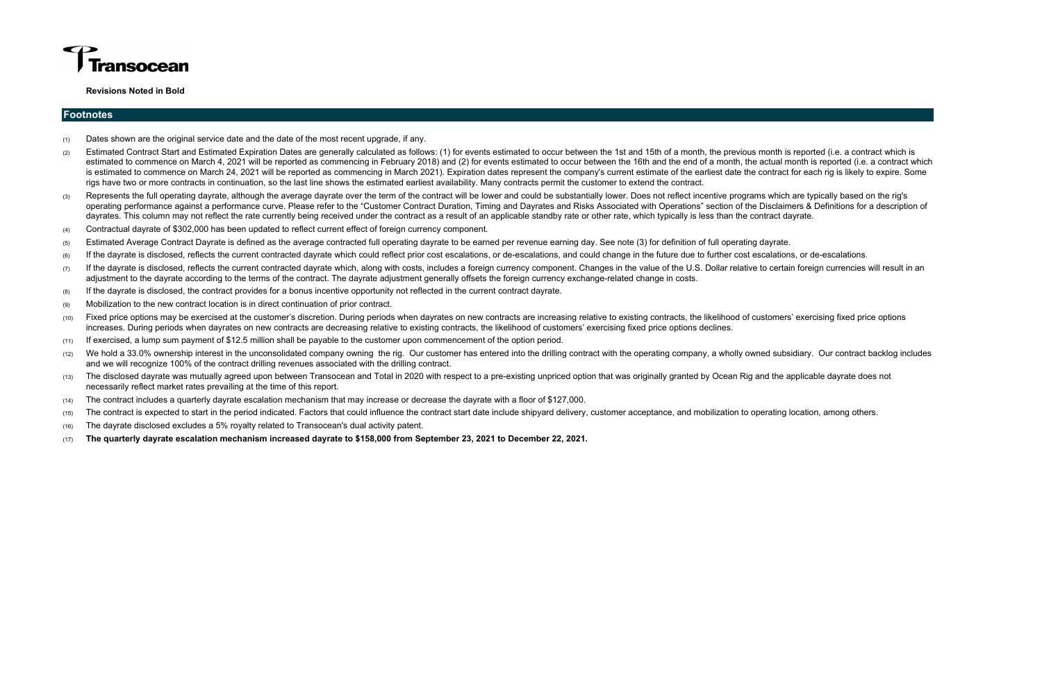# Transocean

**Revisions Noted in Bold**

## Footnotes

(1) Dates shown are the original service date and the date of the most recent upgrade, if any.

(2) Estimated Contract Start and Estimated Expiration Dates are generally calculated as follows: (1) for events estimated to occur between the 1st and 15th of a month, the previous month is reported (i.e. a contract which is estimated to commence on March 4, 2021 will be reported as commencing in February 2018) and (2) for events estimated to occur between the 16th and the end of a month, the actual month is reported (i.e. a contract which is estimated to commence on March 24, 2021 will be reported as commencing in March 2021). Expiration dates represent the company's current estimate of the earliest date the contract for each rig is likely to expire. Some rigs have two or more contracts in continuation, so the last line shows the estimated earliest availability. Many contracts permit the customer to extend the contract.

(3) Represents the full operating dayrate, although the average dayrate over the term of the contract will be lower and could be substantially lower. Does not reflect incentive programs which are typically based on the rig's operating performance against a performance curve. Please refer to the "Customer Contract Duration, Timing and Dayrates and Risks Associated with Operations" section of the Disclaimers & Definitions for a description of dayrates. This column may not reflect the rate currently being received under the contract as a result of an applicable standby rate or other rate, which typically is less than the contract dayrate.

(4) Contractual dayrate of $302,000 has been updated to reflect current effect of foreign currency component.

(5) Estimated Average Contract Dayrate is defined as the average contracted full operating dayrate to be earned per revenue earning day. See note (3) for definition of full operating dayrate.

(6) If the dayrate is disclosed, reflects the current contracted dayrate which could reflect prior cost escalations, or de-escalations, and could change in the future due to further cost escalations, or de-escalations.

(7) If the dayrate is disclosed, reflects the current contracted dayrate which, along with costs, includes a foreign currency component. Changes in the value of the U.S. Dollar relative to certain foreign currencies will result in an adjustment to the dayrate according to the terms of the contract. The dayrate adjustment generally offsets the foreign currency exchange-related change in costs.

(8) If the dayrate is disclosed, the contract provides for a bonus incentive opportunity not reflected in the current contract dayrate.

(9) Mobilization to the new contract location is in direct continuation of prior contract.

(10) Fixed price options may be exercised at the customer's discretion. During periods when dayrates on new contracts are increasing relative to existing contracts, the likelihood of customers' exercising fixed price options increases. During periods when dayrates on new contracts are decreasing relative to existing contracts, the likelihood of customers' exercising fixed price options declines.

(11) If exercised, a lump sum payment of $12.5 million shall be payable to the customer upon commencement of the option period.

(12) We hold a 33.0% ownership interest in the unconsolidated company owning the rig. Our customer has entered into the drilling contract with the operating company, a wholly owned subsidiary. Our contract backlog includes and we will recognize 100% of the contract drilling revenues associated with the drilling contract.

(13) The disclosed dayrate was mutually agreed upon between Transocean and Total in 2020 with respect to a pre-existing unpriced option that was originally granted by Ocean Rig and the applicable dayrate does not necessarily reflect market rates prevailing at the time of this report.

(14) The contract includes a quarterly dayrate escalation mechanism that may increase or decrease the dayrate with a floor of $127,000.

(15) The contract is expected to start in the period indicated. Factors that could influence the contract start date include shipyard delivery, customer acceptance, and mobilization to operating location, among others.

(16) The dayrate disclosed excludes a 5% royalty related to Transocean's dual activity patent.

(17) **The quarterly dayrate escalation mechanism increased dayrate to $158,000 from September 23, 2021 to December 22, 2021.**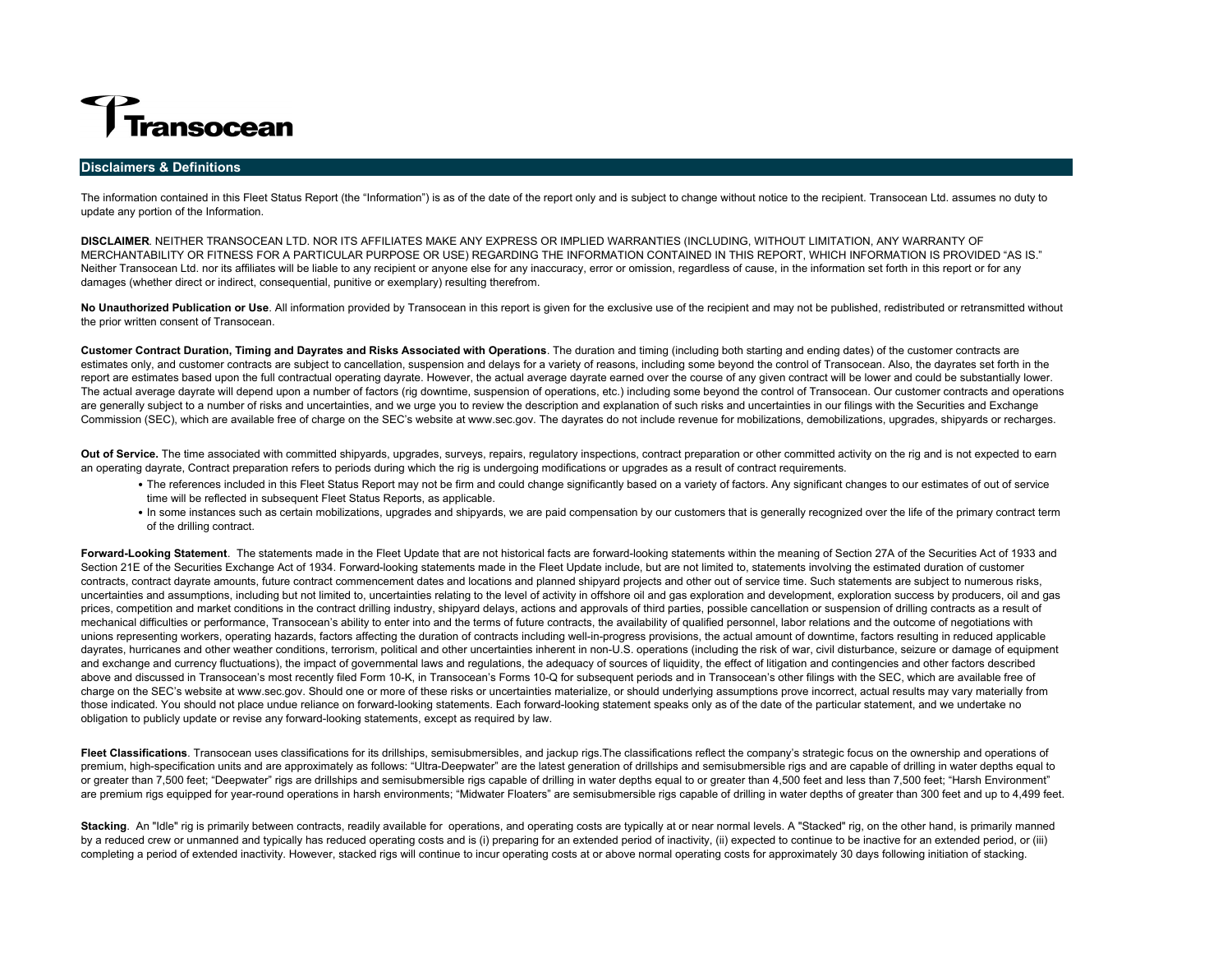# Transocean

## Disclaimers & Definitions

The information contained in this Fleet Status Report (the "Information") is as of the date of the report only and is subject to change without notice to the recipient. Transocean Ltd. assumes no duty to update any portion of the Information.

**DISCLAIMER**. NEITHER TRANSOCEAN LTD. NOR ITS AFFILIATES MAKE ANY EXPRESS OR IMPLIED WARRANTIES (INCLUDING, WITHOUT LIMITATION, ANY WARRANTY OF MERCHANTABILITY OR FITNESS FOR A PARTICULAR PURPOSE OR USE) REGARDING THE INFORMATION CONTAINED IN THIS REPORT, WHICH INFORMATION IS PROVIDED "AS IS." Neither Transocean Ltd. nor its affiliates will be liable to any recipient or anyone else for any inaccuracy, error or omission, regardless of cause, in the information set forth in this report or for any damages (whether direct or indirect, consequential, punitive or exemplary) resulting therefrom.

**No Unauthorized Publication or Use**. All information provided by Transocean in this report is given for the exclusive use of the recipient and may not be published, redistributed or retransmitted without the prior written consent of Transocean.

**Customer Contract Duration, Timing and Dayrates and Risks Associated with Operations**. The duration and timing (including both starting and ending dates) of the customer contracts are estimates only, and customer contracts are subject to cancellation, suspension and delays for a variety of reasons, including some beyond the control of Transocean. Also, the dayrates set forth in the report are estimates based upon the full contractual operating dayrate. However, the actual average dayrate earned over the course of any given contract will be lower and could be substantially lower. The actual average dayrate will depend upon a number of factors (rig downtime, suspension of operations, etc.) including some beyond the control of Transocean. Our customer contracts and operations are generally subject to a number of risks and uncertainties, and we urge you to review the description and explanation of such risks and uncertainties in our filings with the Securities and Exchange Commission (SEC), which are available free of charge on the SEC's website at www.sec.gov. The dayrates do not include revenue for mobilizations, demobilizations, upgrades, shipyards or recharges.

**Out of Service.** The time associated with committed shipyards, upgrades, surveys, repairs, regulatory inspections, contract preparation or other committed activity on the rig and is not expected to earn an operating dayrate, Contract preparation refers to periods during which the rig is undergoing modifications or upgrades as a result of contract requirements.

- The references included in this Fleet Status Report may not be firm and could change significantly based on a variety of factors. Any significant changes to our estimates of out of service time will be reflected in subsequent Fleet Status Reports, as applicable.
- In some instances such as certain mobilizations, upgrades and shipyards, we are paid compensation by our customers that is generally recognized over the life of the primary contract term of the drilling contract.

**Forward-Looking Statement**. The statements made in the Fleet Update that are not historical facts are forward-looking statements within the meaning of Section 27A of the Securities Act of 1933 and Section 21E of the Securities Exchange Act of 1934. Forward-looking statements made in the Fleet Update include, but are not limited to, statements involving the estimated duration of customer contracts, contract dayrate amounts, future contract commencement dates and locations and planned shipyard projects and other out of service time. Such statements are subject to numerous risks, uncertainties and assumptions, including but not limited to, uncertainties relating to the level of activity in offshore oil and gas exploration and development, exploration success by producers, oil and gas prices, competition and market conditions in the contract drilling industry, shipyard delays, actions and approvals of third parties, possible cancellation or suspension of drilling contracts as a result of mechanical difficulties or performance, Transocean's ability to enter into and the terms of future contracts, the availability of qualified personnel, labor relations and the outcome of negotiations with unions representing workers, operating hazards, factors affecting the duration of contracts including well-in-progress provisions, the actual amount of downtime, factors resulting in reduced applicable dayrates, hurricanes and other weather conditions, terrorism, political and other uncertainties inherent in non-U.S. operations (including the risk of war, civil disturbance, seizure or damage of equipment and exchange and currency fluctuations), the impact of governmental laws and regulations, the adequacy of sources of liquidity, the effect of litigation and contingencies and other factors described above and discussed in Transocean's most recently filed Form 10-K, in Transocean's Forms 10-Q for subsequent periods and in Transocean's other filings with the SEC, which are available free of charge on the SEC's website at www.sec.gov. Should one or more of these risks or uncertainties materialize, or should underlying assumptions prove incorrect, actual results may vary materially from those indicated. You should not place undue reliance on forward-looking statements. Each forward-looking statement speaks only as of the date of the particular statement, and we undertake no obligation to publicly update or revise any forward-looking statements, except as required by law.

**Fleet Classifications**. Transocean uses classifications for its drillships, semisubmersibles, and jackup rigs.The classifications reflect the company's strategic focus on the ownership and operations of premium, high-specification units and are approximately as follows: "Ultra-Deepwater" are the latest generation of drillships and semisubmersible rigs and are capable of drilling in water depths equal to or greater than 7,500 feet; "Deepwater" rigs are drillships and semisubmersible rigs capable of drilling in water depths equal to or greater than 4,500 feet and less than 7,500 feet; "Harsh Environment" are premium rigs equipped for year-round operations in harsh environments; "Midwater Floaters" are semisubmersible rigs capable of drilling in water depths of greater than 300 feet and up to 4,499 feet.

**Stacking**. An "Idle" rig is primarily between contracts, readily available for operations, and operating costs are typically at or near normal levels. A "Stacked" rig, on the other hand, is primarily manned by a reduced crew or unmanned and typically has reduced operating costs and is (i) preparing for an extended period of inactivity, (ii) expected to continue to be inactive for an extended period, or (iii) completing a period of extended inactivity. However, stacked rigs will continue to incur operating costs at or above normal operating costs for approximately 30 days following initiation of stacking.